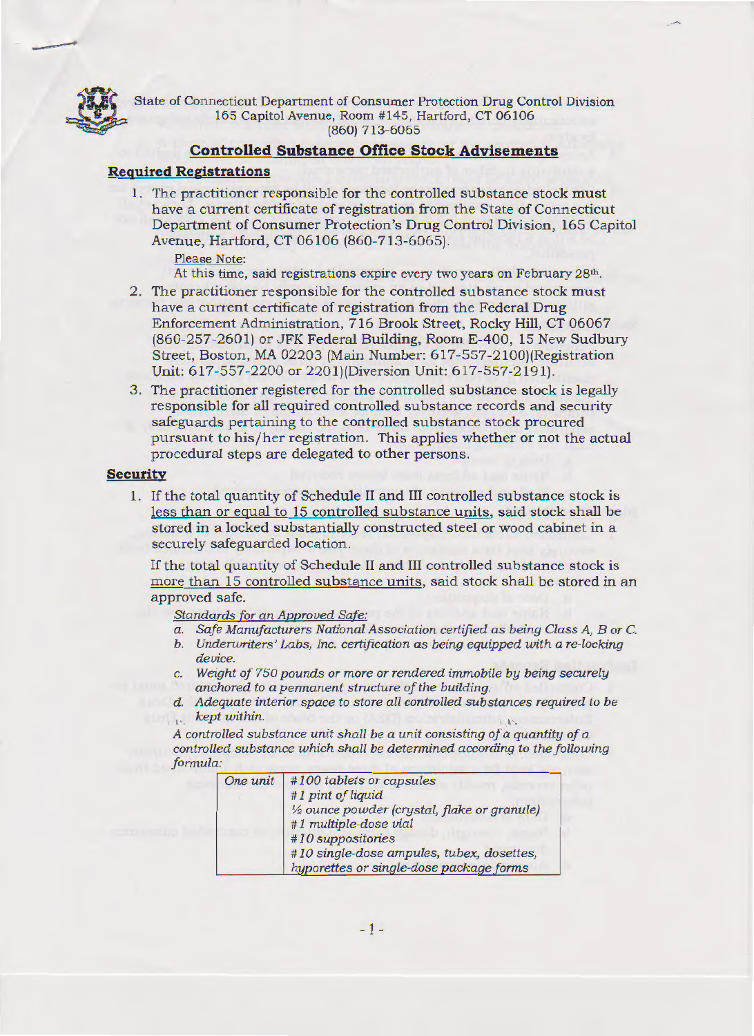State of Connecticut Department of Consumer Protection Drug Control Division
165 Capitol Avenue, Room #145, Hartford, CT 06106
(860) 713-6065

## Controlled Substance Office Stock Advisements

### Required Registrations

1. The practitioner responsible for the controlled substance stock must have a current certificate of registration from the State of Connecticut Department of Consumer Protection's Drug Control Division, 165 Capitol Avenue, Hartford, CT 06106 (860-713-6065).

   Please Note:
   At this time, said registrations expire every two years on February 28th.

2. The practitioner responsible for the controlled substance stock must have a current certificate of registration from the Federal Drug Enforcement Administration, 716 Brook Street, Rocky Hill, CT 06067 (860-257-2601) or JFK Federal Building, Room E-400, 15 New Sudbury Street, Boston, MA 02203 (Main Number: 617-557-2100)(Registration Unit: 617-557-2200 or 2201)(Diversion Unit: 617-557-2191).

3. The practitioner registered for the controlled substance stock is legally responsible for all required controlled substance records and security safeguards pertaining to the controlled substance stock procured pursuant to his/her registration. This applies whether or not the actual procedural steps are delegated to other persons.

### Security

1. If the total quantity of Schedule II and III controlled substance stock is less than or equal to 15 controlled substance units, said stock shall be stored in a locked substantially constructed steel or wood cabinet in a securely safeguarded location.

   If the total quantity of Schedule II and III controlled substance stock is more than 15 controlled substance units, said stock shall be stored in an approved safe.

   *Standards for an Approved Safe:*

   a. *Safe Manufacturers National Association certified as being Class A, B or C.*
   b. *Underwriters' Labs, Inc. certification as being equipped with a re-locking device.*
   c. *Weight of 750 pounds or more or rendered immobile by being securely anchored to a permanent structure of the building.*
   d. *Adequate interior space to store all controlled substances required to be kept within.*

   *A controlled substance unit shall be a unit consisting of a quantity of a controlled substance which shall be determined according to the following formula:*

   | One unit | #100 tablets or capsules<br>#1 pint of liquid<br>½ ounce powder (crystal, flake or granule)<br>#1 multiple-dose vial<br>#10 suppositories<br>#10 single-dose ampules, tubex, dosettes, hyporettes or single-dose package forms |
   |---|---|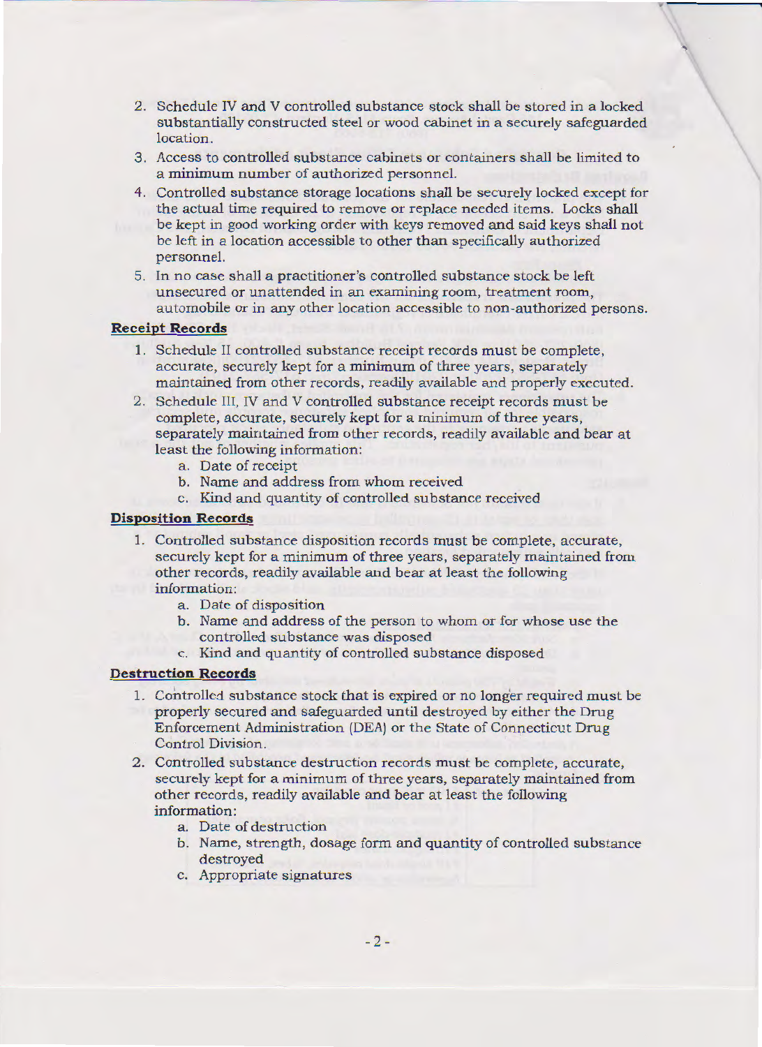2. Schedule IV and V controlled substance stock shall be stored in a locked substantially constructed steel or wood cabinet in a securely safeguarded location.
3. Access to controlled substance cabinets or containers shall be limited to a minimum number of authorized personnel.
4. Controlled substance storage locations shall be securely locked except for the actual time required to remove or replace needed items. Locks shall be kept in good working order with keys removed and said keys shall not be left in a location accessible to other than specifically authorized personnel.
5. In no case shall a practitioner's controlled substance stock be left unsecured or unattended in an examining room, treatment room, automobile or in any other location accessible to non-authorized persons.

**Receipt Records**

1. Schedule II controlled substance receipt records must be complete, accurate, securely kept for a minimum of three years, separately maintained from other records, readily available and properly executed.
2. Schedule III, IV and V controlled substance receipt records must be complete, accurate, securely kept for a minimum of three years, separately maintained from other records, readily available and bear at least the following information:
    a. Date of receipt
    b. Name and address from whom received
    c. Kind and quantity of controlled substance received

**Disposition Records**

1. Controlled substance disposition records must be complete, accurate, securely kept for a minimum of three years, separately maintained from other records, readily available and bear at least the following information:
    a. Date of disposition
    b. Name and address of the person to whom or for whose use the controlled substance was disposed
    c. Kind and quantity of controlled substance disposed

**Destruction Records**

1. Controlled substance stock that is expired or no longer required must be properly secured and safeguarded until destroyed by either the Drug Enforcement Administration (DEA) or the State of Connecticut Drug Control Division.
2. Controlled substance destruction records must be complete, accurate, securely kept for a minimum of three years, separately maintained from other records, readily available and bear at least the following information:
    a. Date of destruction
    b. Name, strength, dosage form and quantity of controlled substance destroyed
    c. Appropriate signatures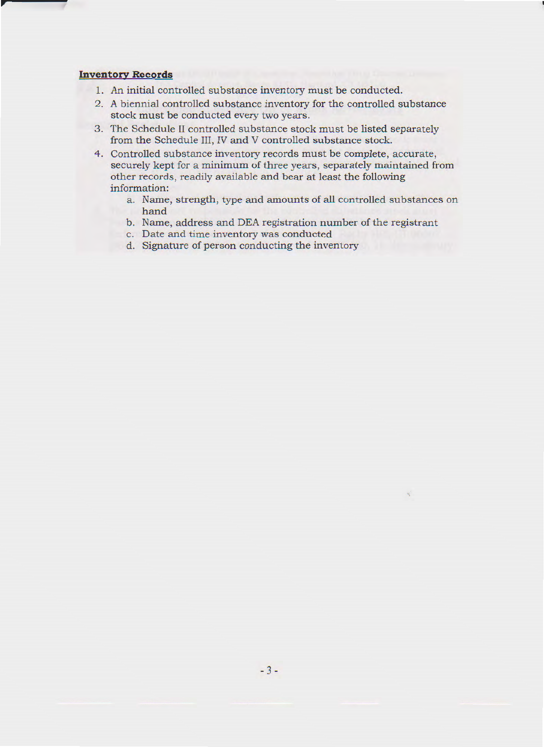**Inventory Records**

1. An initial controlled substance inventory must be conducted.
2. A biennial controlled substance inventory for the controlled substance stock must be conducted every two years.
3. The Schedule II controlled substance stock must be listed separately from the Schedule III, IV and V controlled substance stock.
4. Controlled substance inventory records must be complete, accurate, securely kept for a minimum of three years, separately maintained from other records, readily available and bear at least the following information:
    a. Name, strength, type and amounts of all controlled substances on hand
    b. Name, address and DEA registration number of the registrant
    c. Date and time inventory was conducted
    d. Signature of person conducting the inventory